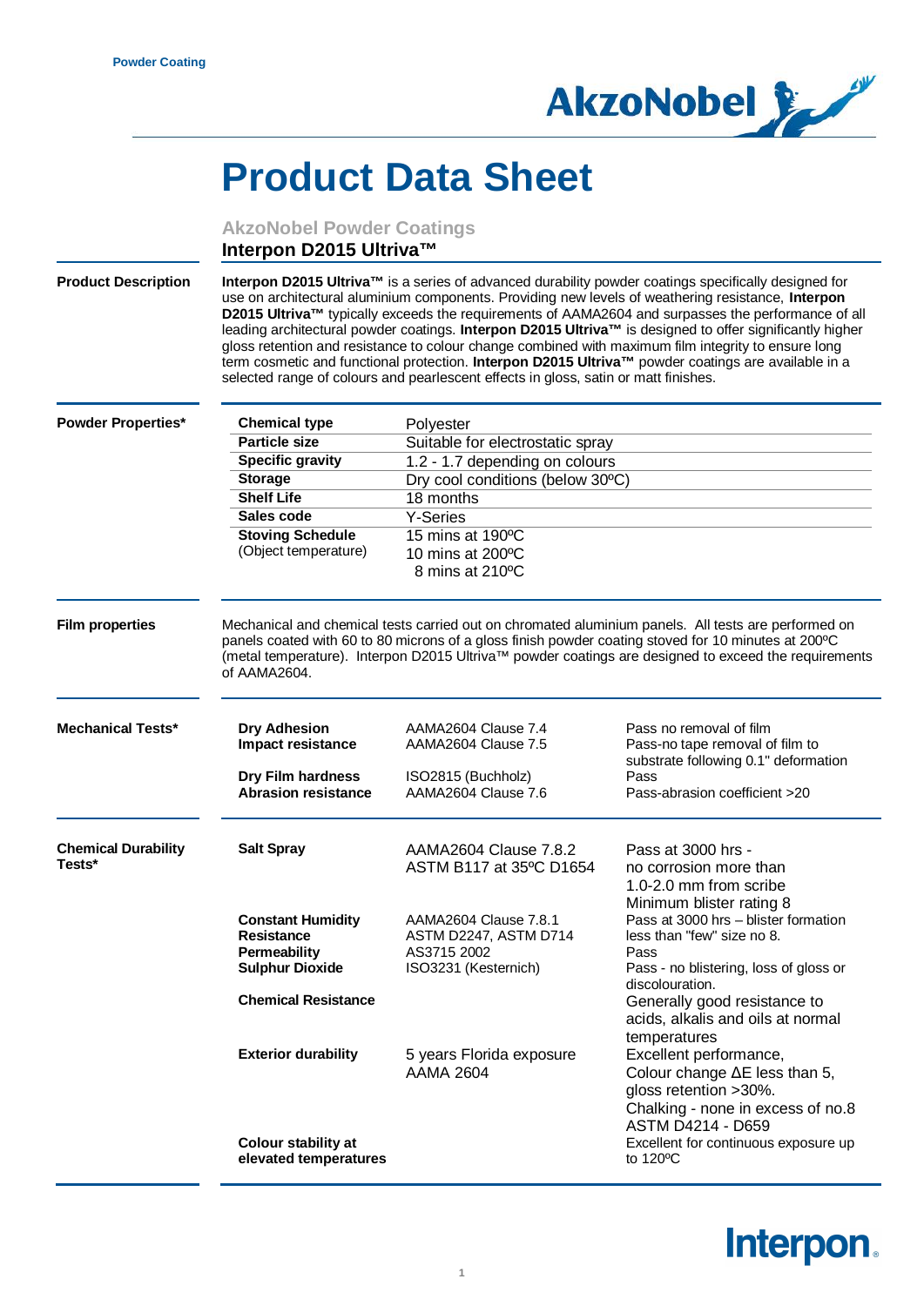Powder Coating

# Product Data Sheet

### AkzoNobel Powder Coatings

## Interpon D2015 Ultriva™

**Product Description**

**Interpon D2015 Ultriva™** is a series of advanced durability powder coatings specifically designed for use on architectural aluminium components. Providing new levels of weathering resistance, **Interpon D2015 Ultriva™** typically exceeds the requirements of AAMA2604 and surpasses the performance of all leading architectural powder coatings. **Interpon D2015 Ultriva™** is designed to offer significantly higher gloss retention and resistance to colour change combined with maximum film integrity to ensure long term cosmetic and functional protection. **Interpon D2015 Ultriva™** powder coatings are available in a selected range of colours and pearlescent effects in gloss, satin or matt finishes.

**Powder Properties***

| | |
|---|---|
| **Chemical type** | Polyester |
| **Particle size** | Suitable for electrostatic spray |
| **Specific gravity** | 1.2 - 1.7 depending on colours |
| **Storage** | Dry cool conditions (below 30ºC) |
| **Shelf Life** | 18 months |
| **Sales code** | Y-Series |
| **Stoving Schedule** (Object temperature) | 15 mins at 190ºC<br>10 mins at 200ºC<br>8 mins at 210ºC |

**Film properties**

Mechanical and chemical tests carried out on chromated aluminium panels. All tests are performed on panels coated with 60 to 80 microns of a gloss finish powder coating stoved for 10 minutes at 200ºC (metal temperature). Interpon D2015 Ultriva™ powder coatings are designed to exceed the requirements of AAMA2604.

**Mechanical Tests***

| | | |
|---|---|---|
| **Dry Adhesion** | AAMA2604 Clause 7.4 | Pass no removal of film |
| **Impact resistance** | AAMA2604 Clause 7.5 | Pass-no tape removal of film to substrate following 0.1" deformation |
| **Dry Film hardness** | ISO2815 (Buchholz) | Pass |
| **Abrasion resistance** | AAMA2604 Clause 7.6 | Pass-abrasion coefficient >20 |

**Chemical Durability Tests***

| | | |
|---|---|---|
| **Salt Spray** | AAMA2604 Clause 7.8.2<br>ASTM B117 at 35ºC D1654 | Pass at 3000 hrs - no corrosion more than 1.0-2.0 mm from scribe<br>Minimum blister rating 8 |
| **Constant Humidity Resistance** | AAMA2604 Clause 7.8.1<br>ASTM D2247, ASTM D714 | Pass at 3000 hrs – blister formation less than "few" size no 8. |
| **Permeability** | AS3715 2002 | Pass |
| **Sulphur Dioxide** | ISO3231 (Kesternich) | Pass - no blistering, loss of gloss or discolouration. |
| **Chemical Resistance** | | Generally good resistance to acids, alkalis and oils at normal temperatures |
| **Exterior durability** | 5 years Florida exposure<br>AAMA 2604 | Excellent performance,<br>Colour change ΔE less than 5,<br>gloss retention >30%.<br>Chalking - none in excess of no.8 ASTM D4214 - D659 |
| **Colour stability at elevated temperatures** | | Excellent for continuous exposure up to 120ºC |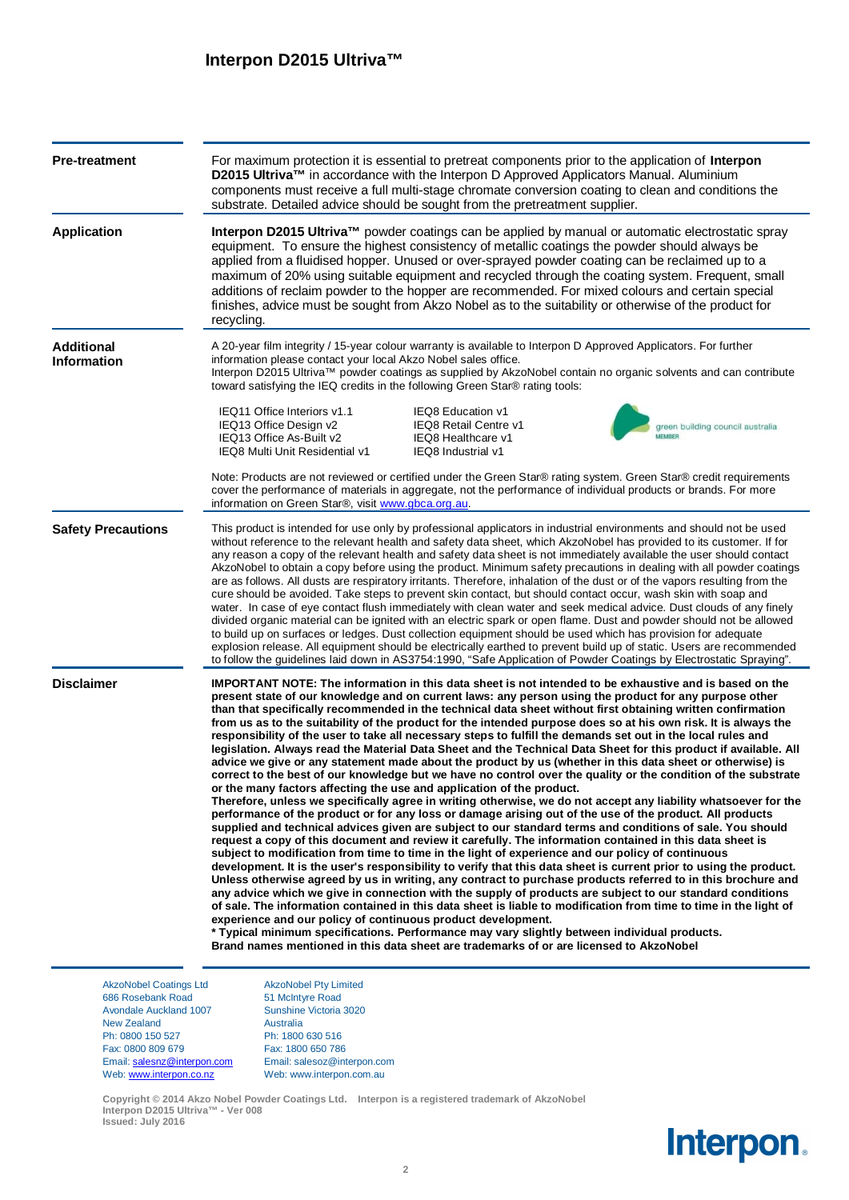# Interpon D2015 Ultriva™

## Pre-treatment

For maximum protection it is essential to pretreat components prior to the application of **Interpon D2015 Ultriva™** in accordance with the Interpon D Approved Applicators Manual. Aluminium components must receive a full multi-stage chromate conversion coating to clean and conditions the substrate. Detailed advice should be sought from the pretreatment supplier.

## Application

**Interpon D2015 Ultriva™** powder coatings can be applied by manual or automatic electrostatic spray equipment. To ensure the highest consistency of metallic coatings the powder should always be applied from a fluidised hopper. Unused or over-sprayed powder coating can be reclaimed up to a maximum of 20% using suitable equipment and recycled through the coating system. Frequent, small additions of reclaim powder to the hopper are recommended. For mixed colours and certain special finishes, advice must be sought from Akzo Nobel as to the suitability or otherwise of the product for recycling.

## Additional Information

A 20-year film integrity / 15-year colour warranty is available to Interpon D Approved Applicators. For further information please contact your local Akzo Nobel sales office.
Interpon D2015 Ultriva™ powder coatings as supplied by AkzoNobel contain no organic solvents and can contribute toward satisfying the IEQ credits in the following Green Star® rating tools:

| | |
|---|---|
| IEQ11 Office Interiors v1.1 | IEQ8 Education v1 |
| IEQ13 Office Design v2 | IEQ8 Retail Centre v1 |
| IEQ13 Office As-Built v2 | IEQ8 Healthcare v1 |
| IEQ8 Multi Unit Residential v1 | IEQ8 Industrial v1 |

green building council australia MEMBER

Note: Products are not reviewed or certified under the Green Star® rating system. Green Star® credit requirements cover the performance of materials in aggregate, not the performance of individual products or brands. For more information on Green Star®, visit www.gbca.org.au.

## Safety Precautions

This product is intended for use only by professional applicators in industrial environments and should not be used without reference to the relevant health and safety data sheet, which AkzoNobel has provided to its customer. If for any reason a copy of the relevant health and safety data sheet is not immediately available the user should contact AkzoNobel to obtain a copy before using the product. Minimum safety precautions in dealing with all powder coatings are as follows. All dusts are respiratory irritants. Therefore, inhalation of the dust or of the vapors resulting from the cure should be avoided. Take steps to prevent skin contact, but should contact occur, wash skin with soap and water. In case of eye contact flush immediately with clean water and seek medical advice. Dust clouds of any finely divided organic material can be ignited with an electric spark or open flame. Dust and powder should not be allowed to build up on surfaces or ledges. Dust collection equipment should be used which has provision for adequate explosion release. All equipment should be electrically earthed to prevent build up of static. Users are recommended to follow the guidelines laid down in AS3754:1990, "Safe Application of Powder Coatings by Electrostatic Spraying".

## Disclaimer

**IMPORTANT NOTE: The information in this data sheet is not intended to be exhaustive and is based on the present state of our knowledge and on current laws: any person using the product for any purpose other than that specifically recommended in the technical data sheet without first obtaining written confirmation from us as to the suitability of the product for the intended purpose does so at his own risk. It is always the responsibility of the user to take all necessary steps to fulfill the demands set out in the local rules and legislation. Always read the Material Data Sheet and the Technical Data Sheet for this product if available. All advice we give or any statement made about the product by us (whether in this data sheet or otherwise) is correct to the best of our knowledge but we have no control over the quality or the condition of the substrate or the many factors affecting the use and application of the product.**
**Therefore, unless we specifically agree in writing otherwise, we do not accept any liability whatsoever for the performance of the product or for any loss or damage arising out of the use of the product. All products supplied and technical advices given are subject to our standard terms and conditions of sale. You should request a copy of this document and review it carefully. The information contained in this data sheet is subject to modification from time to time in the light of experience and our policy of continuous development. It is the user's responsibility to verify that this data sheet is current prior to using the product. Unless otherwise agreed by us in writing, any contract to purchase products referred to in this brochure and any advice which we give in connection with the supply of products are subject to our standard conditions of sale. The information contained in this data sheet is liable to modification from time to time in the light of experience and our policy of continuous product development.**
**\* Typical minimum specifications. Performance may vary slightly between individual products.**
**Brand names mentioned in this data sheet are trademarks of or are licensed to AkzoNobel**

| | |
|---|---|
| AkzoNobel Coatings Ltd | AkzoNobel Pty Limited |
| 686 Rosebank Road | 51 McIntyre Road |
| Avondale Auckland 1007 | Sunshine Victoria 3020 |
| New Zealand | Australia |
| Ph: 0800 150 527 | Ph: 1800 630 516 |
| Fax: 0800 809 679 | Fax: 1800 650 786 |
| Email: salesnz@interpon.com | Email: salesoz@interpon.com |
| Web: www.interpon.co.nz | Web: www.interpon.com.au |

Copyright © 2014 Akzo Nobel Powder Coatings Ltd. Interpon is a registered trademark of AkzoNobel
Interpon D2015 Ultriva™ - Ver 008
Issued: July 2016

Interpon.